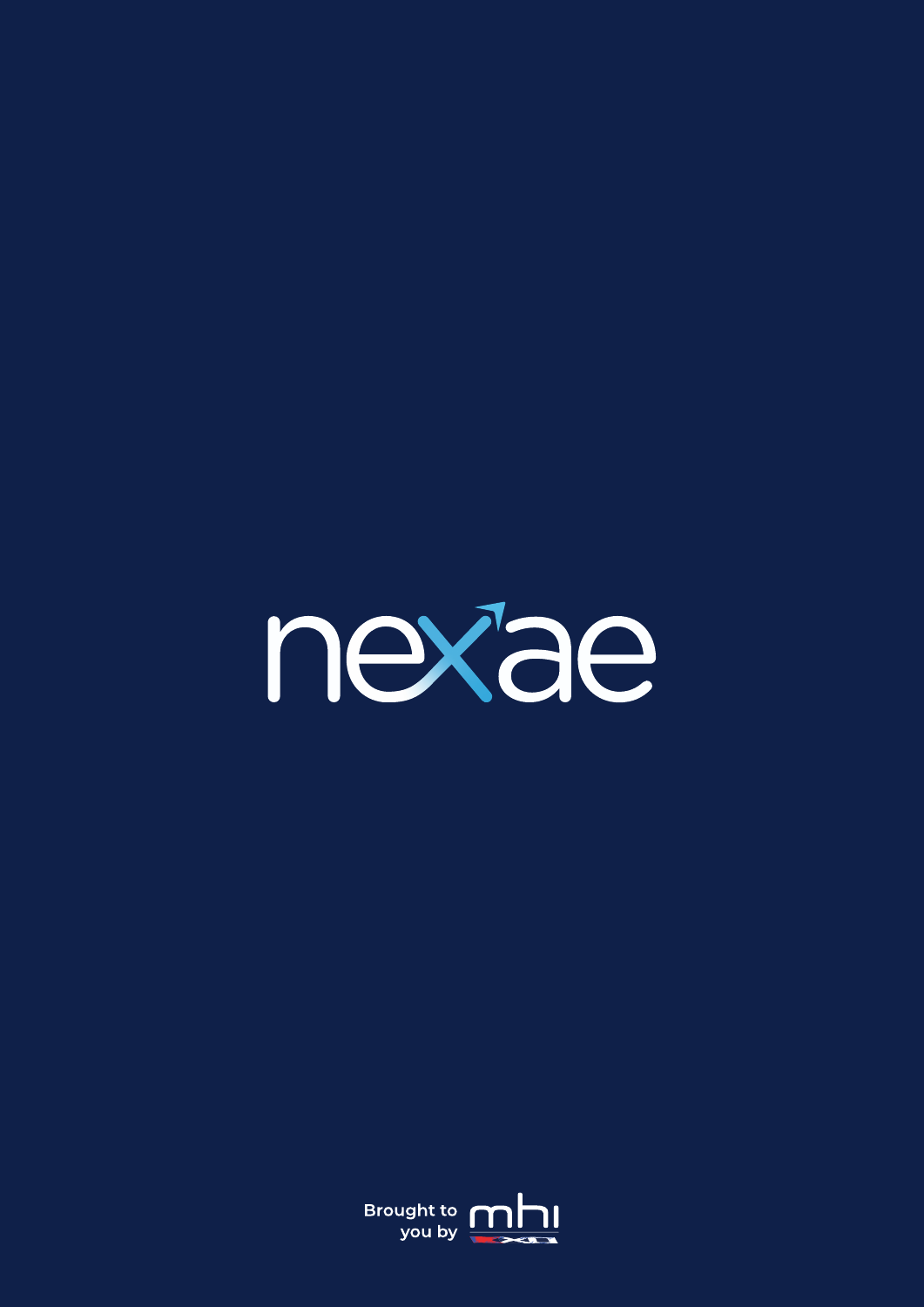# nexae

Brought to you by mhi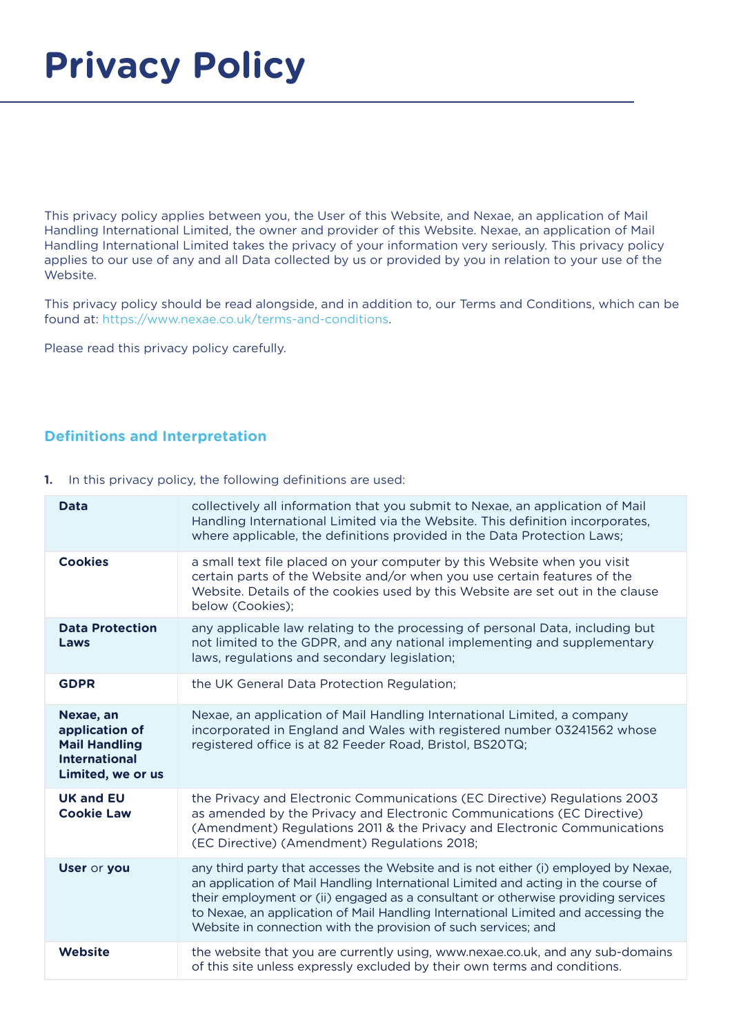# Privacy Policy

This privacy policy applies between you, the User of this Website, and Nexae, an application of Mail Handling International Limited, the owner and provider of this Website. Nexae, an application of Mail Handling International Limited takes the privacy of your information very seriously. This privacy policy applies to our use of any and all Data collected by us or provided by you in relation to your use of the Website.

This privacy policy should be read alongside, and in addition to, our Terms and Conditions, which can be found at: https://www.nexae.co.uk/terms-and-conditions.

Please read this privacy policy carefully.

## Definitions and Interpretation

1. In this privacy policy, the following definitions are used:

| | |
|---|---|
| **Data** | collectively all information that you submit to Nexae, an application of Mail Handling International Limited via the Website. This definition incorporates, where applicable, the definitions provided in the Data Protection Laws; |
| **Cookies** | a small text file placed on your computer by this Website when you visit certain parts of the Website and/or when you use certain features of the Website. Details of the cookies used by this Website are set out in the clause below (Cookies); |
| **Data Protection Laws** | any applicable law relating to the processing of personal Data, including but not limited to the GDPR, and any national implementing and supplementary laws, regulations and secondary legislation; |
| **GDPR** | the UK General Data Protection Regulation; |
| **Nexae, an application of Mail Handling International Limited, we or us** | Nexae, an application of Mail Handling International Limited, a company incorporated in England and Wales with registered number 03241562 whose registered office is at 82 Feeder Road, Bristol, BS20TQ; |
| **UK and EU Cookie Law** | the Privacy and Electronic Communications (EC Directive) Regulations 2003 as amended by the Privacy and Electronic Communications (EC Directive) (Amendment) Regulations 2011 & the Privacy and Electronic Communications (EC Directive) (Amendment) Regulations 2018; |
| **User** or **you** | any third party that accesses the Website and is not either (i) employed by Nexae, an application of Mail Handling International Limited and acting in the course of their employment or (ii) engaged as a consultant or otherwise providing services to Nexae, an application of Mail Handling International Limited and accessing the Website in connection with the provision of such services; and |
| **Website** | the website that you are currently using, www.nexae.co.uk, and any sub-domains of this site unless expressly excluded by their own terms and conditions. |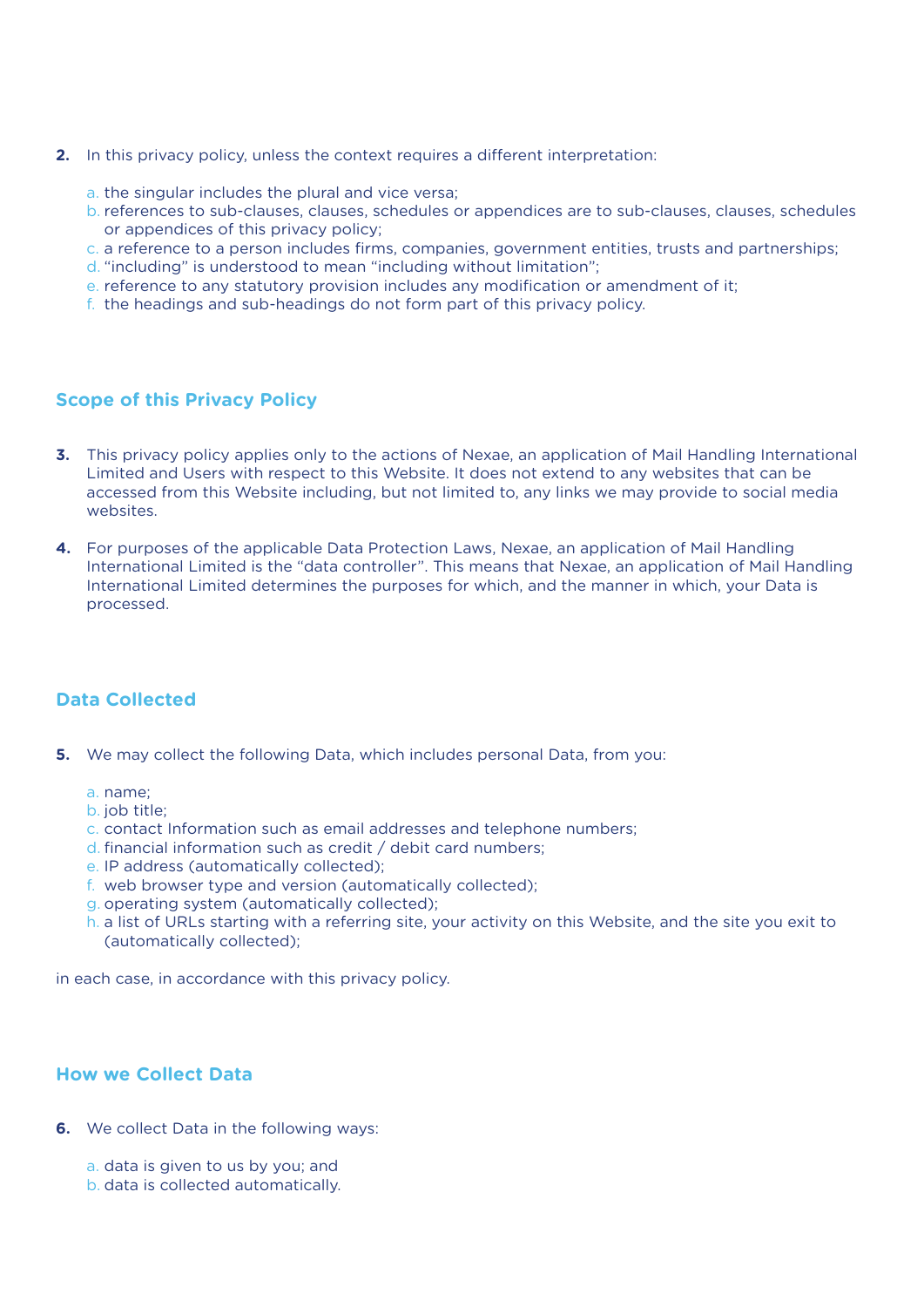2. In this privacy policy, unless the context requires a different interpretation:

   a. the singular includes the plural and vice versa;
   b. references to sub-clauses, clauses, schedules or appendices are to sub-clauses, clauses, schedules or appendices of this privacy policy;
   c. a reference to a person includes firms, companies, government entities, trusts and partnerships;
   d. “including” is understood to mean “including without limitation”;
   e. reference to any statutory provision includes any modification or amendment of it;
   f. the headings and sub-headings do not form part of this privacy policy.

## Scope of this Privacy Policy

3. This privacy policy applies only to the actions of Nexae, an application of Mail Handling International Limited and Users with respect to this Website. It does not extend to any websites that can be accessed from this Website including, but not limited to, any links we may provide to social media websites.

4. For purposes of the applicable Data Protection Laws, Nexae, an application of Mail Handling International Limited is the “data controller”. This means that Nexae, an application of Mail Handling International Limited determines the purposes for which, and the manner in which, your Data is processed.

## Data Collected

5. We may collect the following Data, which includes personal Data, from you:

   a. name;
   b. job title;
   c. contact Information such as email addresses and telephone numbers;
   d. financial information such as credit / debit card numbers;
   e. IP address (automatically collected);
   f. web browser type and version (automatically collected);
   g. operating system (automatically collected);
   h. a list of URLs starting with a referring site, your activity on this Website, and the site you exit to (automatically collected);

in each case, in accordance with this privacy policy.

## How we Collect Data

6. We collect Data in the following ways:

   a. data is given to us by you; and
   b. data is collected automatically.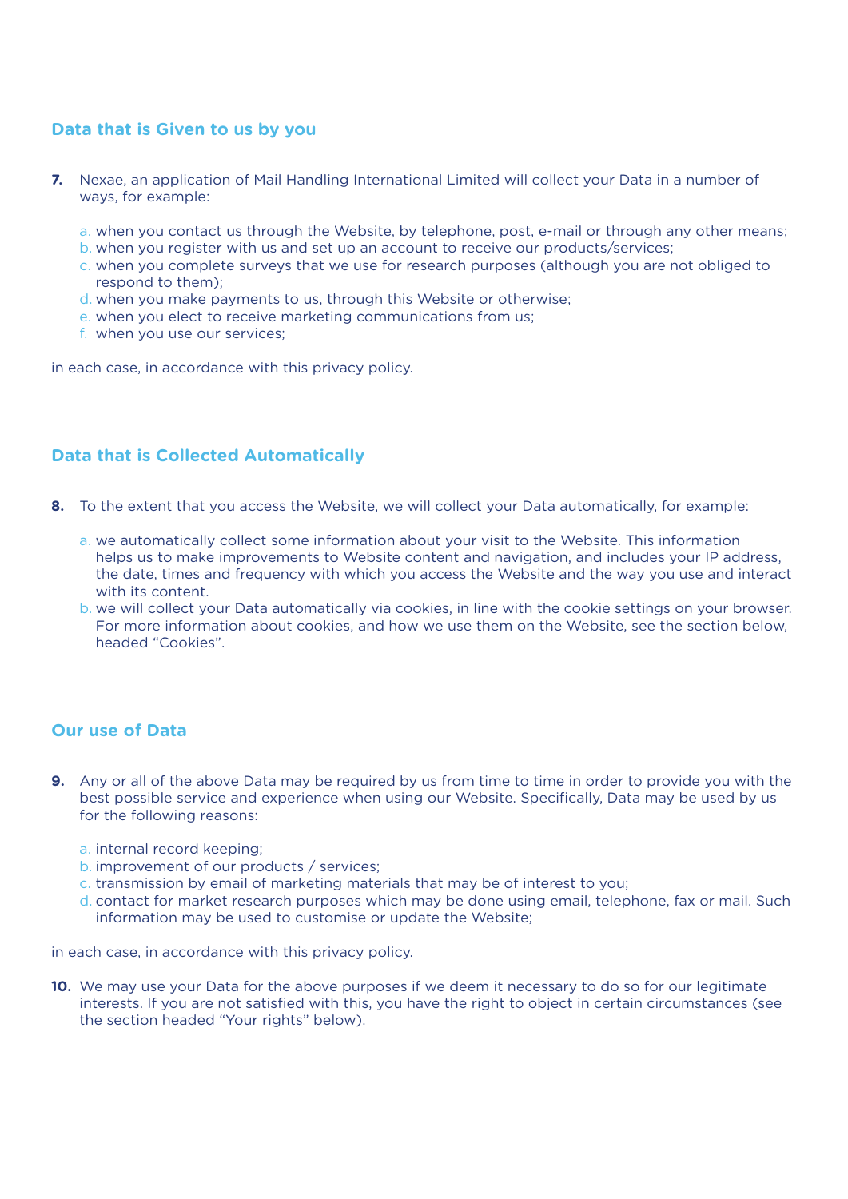## Data that is Given to us by you

**7.** Nexae, an application of Mail Handling International Limited will collect your Data in a number of ways, for example:

a. when you contact us through the Website, by telephone, post, e-mail or through any other means;
b. when you register with us and set up an account to receive our products/services;
c. when you complete surveys that we use for research purposes (although you are not obliged to respond to them);
d. when you make payments to us, through this Website or otherwise;
e. when you elect to receive marketing communications from us;
f. when you use our services;

in each case, in accordance with this privacy policy.

## Data that is Collected Automatically

**8.** To the extent that you access the Website, we will collect your Data automatically, for example:

a. we automatically collect some information about your visit to the Website. This information helps us to make improvements to Website content and navigation, and includes your IP address, the date, times and frequency with which you access the Website and the way you use and interact with its content.
b. we will collect your Data automatically via cookies, in line with the cookie settings on your browser. For more information about cookies, and how we use them on the Website, see the section below, headed "Cookies".

## Our use of Data

**9.** Any or all of the above Data may be required by us from time to time in order to provide you with the best possible service and experience when using our Website. Specifically, Data may be used by us for the following reasons:

a. internal record keeping;
b. improvement of our products / services;
c. transmission by email of marketing materials that may be of interest to you;
d. contact for market research purposes which may be done using email, telephone, fax or mail. Such information may be used to customise or update the Website;

in each case, in accordance with this privacy policy.

**10.** We may use your Data for the above purposes if we deem it necessary to do so for our legitimate interests. If you are not satisfied with this, you have the right to object in certain circumstances (see the section headed "Your rights" below).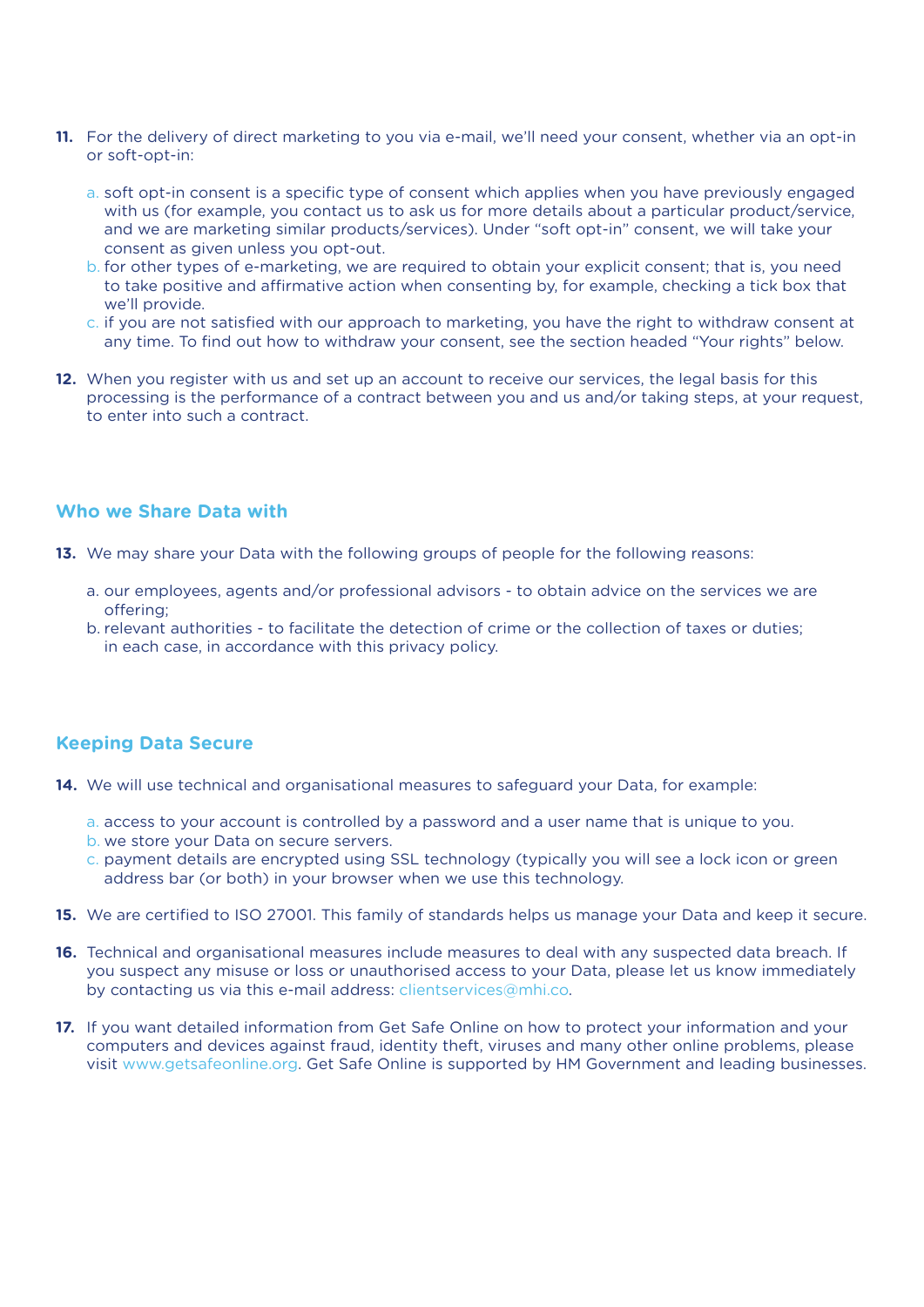11. For the delivery of direct marketing to you via e-mail, we'll need your consent, whether via an opt-in or soft-opt-in:

    a. soft opt-in consent is a specific type of consent which applies when you have previously engaged with us (for example, you contact us to ask us for more details about a particular product/service, and we are marketing similar products/services). Under "soft opt-in" consent, we will take your consent as given unless you opt-out.
    b. for other types of e-marketing, we are required to obtain your explicit consent; that is, you need to take positive and affirmative action when consenting by, for example, checking a tick box that we'll provide.
    c. if you are not satisfied with our approach to marketing, you have the right to withdraw consent at any time. To find out how to withdraw your consent, see the section headed "Your rights" below.

12. When you register with us and set up an account to receive our services, the legal basis for this processing is the performance of a contract between you and us and/or taking steps, at your request, to enter into such a contract.

## Who we Share Data with

13. We may share your Data with the following groups of people for the following reasons:

    a. our employees, agents and/or professional advisors - to obtain advice on the services we are offering;
    b. relevant authorities - to facilitate the detection of crime or the collection of taxes or duties; in each case, in accordance with this privacy policy.

## Keeping Data Secure

14. We will use technical and organisational measures to safeguard your Data, for example:

    a. access to your account is controlled by a password and a user name that is unique to you.
    b. we store your Data on secure servers.
    c. payment details are encrypted using SSL technology (typically you will see a lock icon or green address bar (or both) in your browser when we use this technology.

15. We are certified to ISO 27001. This family of standards helps us manage your Data and keep it secure.

16. Technical and organisational measures include measures to deal with any suspected data breach. If you suspect any misuse or loss or unauthorised access to your Data, please let us know immediately by contacting us via this e-mail address: clientservices@mhi.co.

17. If you want detailed information from Get Safe Online on how to protect your information and your computers and devices against fraud, identity theft, viruses and many other online problems, please visit www.getsafeonline.org. Get Safe Online is supported by HM Government and leading businesses.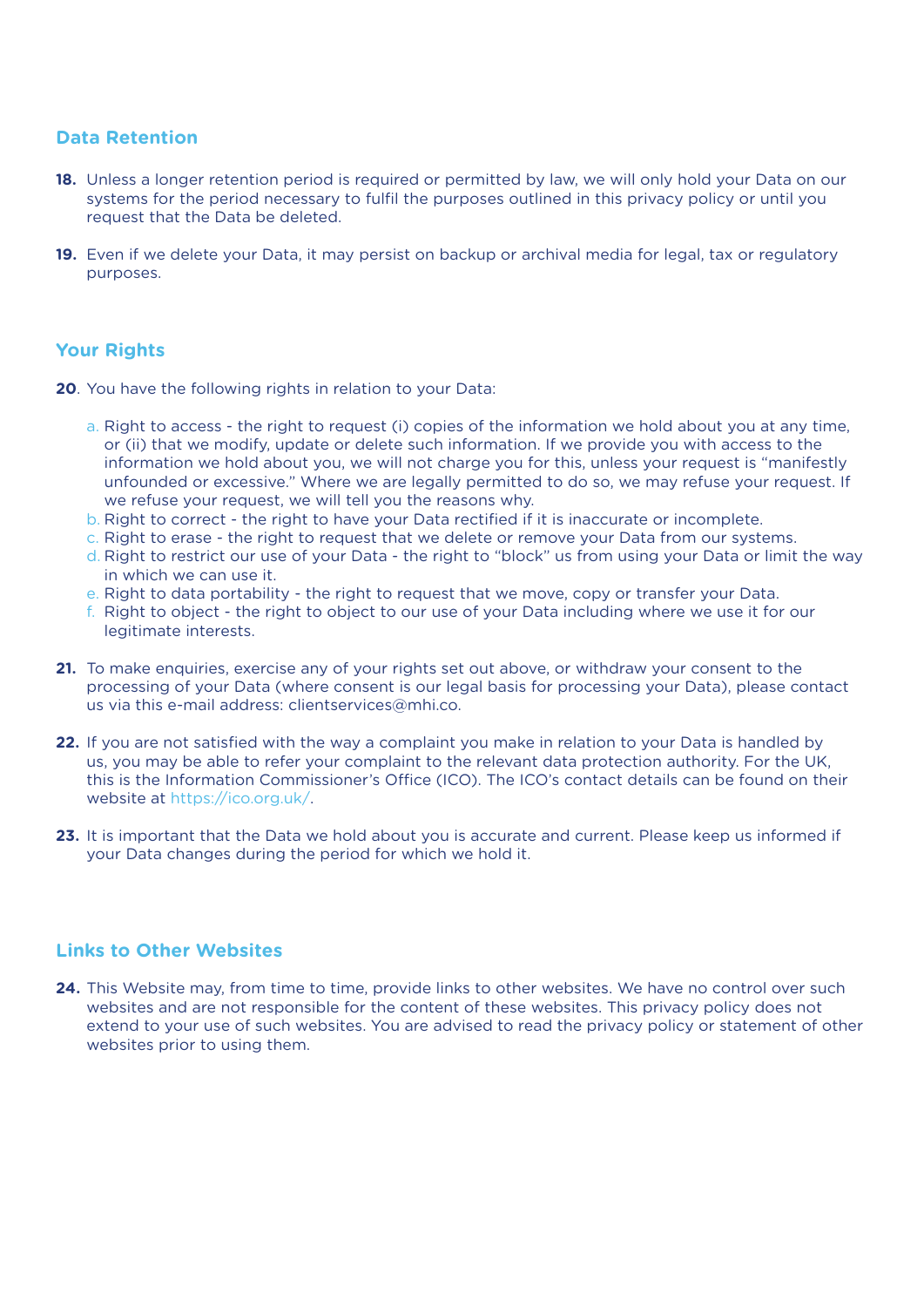## Data Retention

**18.** Unless a longer retention period is required or permitted by law, we will only hold your Data on our systems for the period necessary to fulfil the purposes outlined in this privacy policy or until you request that the Data be deleted.

**19.** Even if we delete your Data, it may persist on backup or archival media for legal, tax or regulatory purposes.

## Your Rights

**20**. You have the following rights in relation to your Data:

a. Right to access - the right to request (i) copies of the information we hold about you at any time, or (ii) that we modify, update or delete such information. If we provide you with access to the information we hold about you, we will not charge you for this, unless your request is "manifestly unfounded or excessive." Where we are legally permitted to do so, we may refuse your request. If we refuse your request, we will tell you the reasons why.
b. Right to correct - the right to have your Data rectified if it is inaccurate or incomplete.
c. Right to erase - the right to request that we delete or remove your Data from our systems.
d. Right to restrict our use of your Data - the right to "block" us from using your Data or limit the way in which we can use it.
e. Right to data portability - the right to request that we move, copy or transfer your Data.
f. Right to object - the right to object to our use of your Data including where we use it for our legitimate interests.

**21.** To make enquiries, exercise any of your rights set out above, or withdraw your consent to the processing of your Data (where consent is our legal basis for processing your Data), please contact us via this e-mail address: clientservices@mhi.co.

**22.** If you are not satisfied with the way a complaint you make in relation to your Data is handled by us, you may be able to refer your complaint to the relevant data protection authority. For the UK, this is the Information Commissioner's Office (ICO). The ICO's contact details can be found on their website at https://ico.org.uk/.

**23.** It is important that the Data we hold about you is accurate and current. Please keep us informed if your Data changes during the period for which we hold it.

## Links to Other Websites

**24.** This Website may, from time to time, provide links to other websites. We have no control over such websites and are not responsible for the content of these websites. This privacy policy does not extend to your use of such websites. You are advised to read the privacy policy or statement of other websites prior to using them.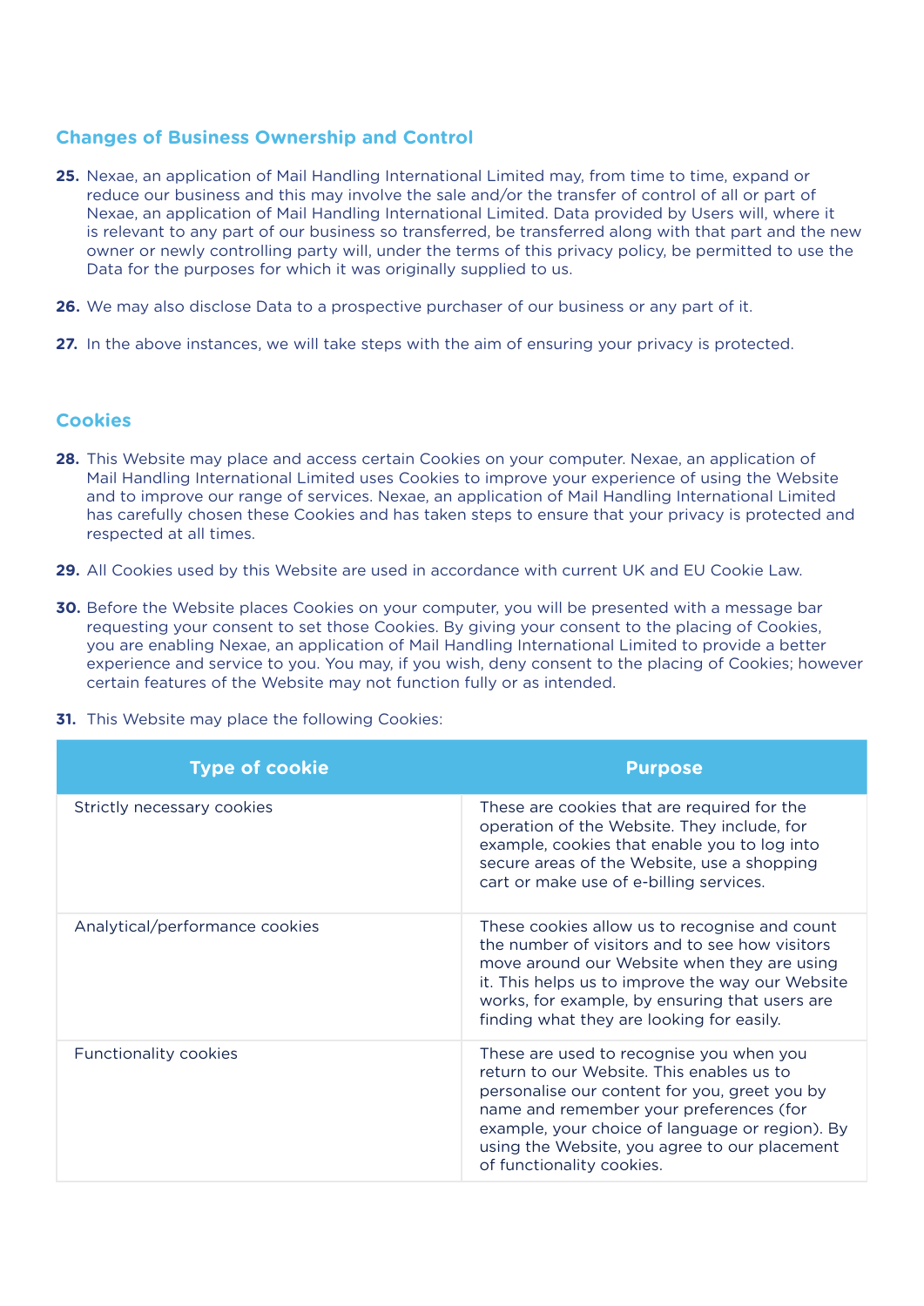## Changes of Business Ownership and Control

**25.** Nexae, an application of Mail Handling International Limited may, from time to time, expand or reduce our business and this may involve the sale and/or the transfer of control of all or part of Nexae, an application of Mail Handling International Limited. Data provided by Users will, where it is relevant to any part of our business so transferred, be transferred along with that part and the new owner or newly controlling party will, under the terms of this privacy policy, be permitted to use the Data for the purposes for which it was originally supplied to us.

**26.** We may also disclose Data to a prospective purchaser of our business or any part of it.

**27.** In the above instances, we will take steps with the aim of ensuring your privacy is protected.

## Cookies

**28.** This Website may place and access certain Cookies on your computer. Nexae, an application of Mail Handling International Limited uses Cookies to improve your experience of using the Website and to improve our range of services. Nexae, an application of Mail Handling International Limited has carefully chosen these Cookies and has taken steps to ensure that your privacy is protected and respected at all times.

**29.** All Cookies used by this Website are used in accordance with current UK and EU Cookie Law.

**30.** Before the Website places Cookies on your computer, you will be presented with a message bar requesting your consent to set those Cookies. By giving your consent to the placing of Cookies, you are enabling Nexae, an application of Mail Handling International Limited to provide a better experience and service to you. You may, if you wish, deny consent to the placing of Cookies; however certain features of the Website may not function fully or as intended.

**31.** This Website may place the following Cookies:

| Type of cookie | Purpose |
|---|---|
| Strictly necessary cookies | These are cookies that are required for the operation of the Website. They include, for example, cookies that enable you to log into secure areas of the Website, use a shopping cart or make use of e-billing services. |
| Analytical/performance cookies | These cookies allow us to recognise and count the number of visitors and to see how visitors move around our Website when they are using it. This helps us to improve the way our Website works, for example, by ensuring that users are finding what they are looking for easily. |
| Functionality cookies | These are used to recognise you when you return to our Website. This enables us to personalise our content for you, greet you by name and remember your preferences (for example, your choice of language or region). By using the Website, you agree to our placement of functionality cookies. |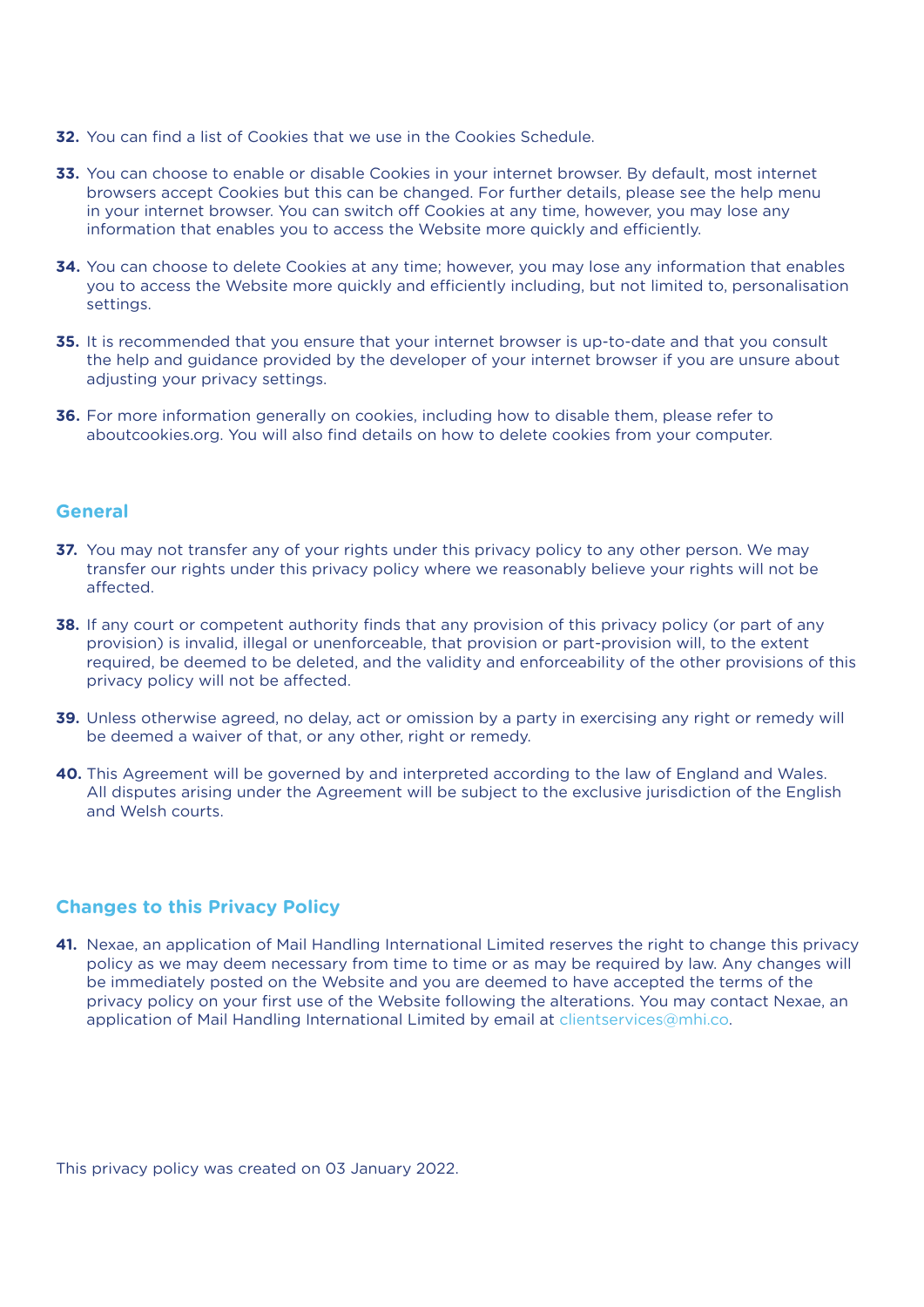32. You can find a list of Cookies that we use in the Cookies Schedule.

33. You can choose to enable or disable Cookies in your internet browser. By default, most internet browsers accept Cookies but this can be changed. For further details, please see the help menu in your internet browser. You can switch off Cookies at any time, however, you may lose any information that enables you to access the Website more quickly and efficiently.

34. You can choose to delete Cookies at any time; however, you may lose any information that enables you to access the Website more quickly and efficiently including, but not limited to, personalisation settings.

35. It is recommended that you ensure that your internet browser is up-to-date and that you consult the help and guidance provided by the developer of your internet browser if you are unsure about adjusting your privacy settings.

36. For more information generally on cookies, including how to disable them, please refer to aboutcookies.org. You will also find details on how to delete cookies from your computer.

## General

37. You may not transfer any of your rights under this privacy policy to any other person. We may transfer our rights under this privacy policy where we reasonably believe your rights will not be affected.

38. If any court or competent authority finds that any provision of this privacy policy (or part of any provision) is invalid, illegal or unenforceable, that provision or part-provision will, to the extent required, be deemed to be deleted, and the validity and enforceability of the other provisions of this privacy policy will not be affected.

39. Unless otherwise agreed, no delay, act or omission by a party in exercising any right or remedy will be deemed a waiver of that, or any other, right or remedy.

40. This Agreement will be governed by and interpreted according to the law of England and Wales. All disputes arising under the Agreement will be subject to the exclusive jurisdiction of the English and Welsh courts.

## Changes to this Privacy Policy

41. Nexae, an application of Mail Handling International Limited reserves the right to change this privacy policy as we may deem necessary from time to time or as may be required by law. Any changes will be immediately posted on the Website and you are deemed to have accepted the terms of the privacy policy on your first use of the Website following the alterations. You may contact Nexae, an application of Mail Handling International Limited by email at clientservices@mhi.co.

This privacy policy was created on 03 January 2022.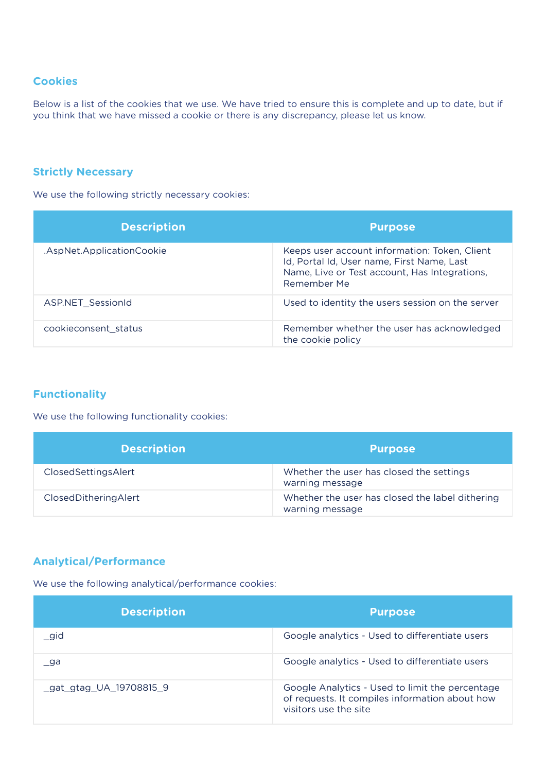## Cookies

Below is a list of the cookies that we use. We have tried to ensure this is complete and up to date, but if you think that we have missed a cookie or there is any discrepancy, please let us know.

### Strictly Necessary

We use the following strictly necessary cookies:

| Description | Purpose |
| --- | --- |
| .AspNet.ApplicationCookie | Keeps user account information: Token, Client Id, Portal Id, User name, First Name, Last Name, Live or Test account, Has Integrations, Remember Me |
| ASP.NET_SessionId | Used to identity the users session on the server |
| cookieconsent_status | Remember whether the user has acknowledged the cookie policy |

### Functionality

We use the following functionality cookies:

| Description | Purpose |
| --- | --- |
| ClosedSettingsAlert | Whether the user has closed the settings warning message |
| ClosedDitheringAlert | Whether the user has closed the label dithering warning message |

### Analytical/Performance

We use the following analytical/performance cookies:

| Description | Purpose |
| --- | --- |
| _gid | Google analytics - Used to differentiate users |
| _ga | Google analytics - Used to differentiate users |
| _gat_gtag_UA_19708815_9 | Google Analytics - Used to limit the percentage of requests. It compiles information about how visitors use the site |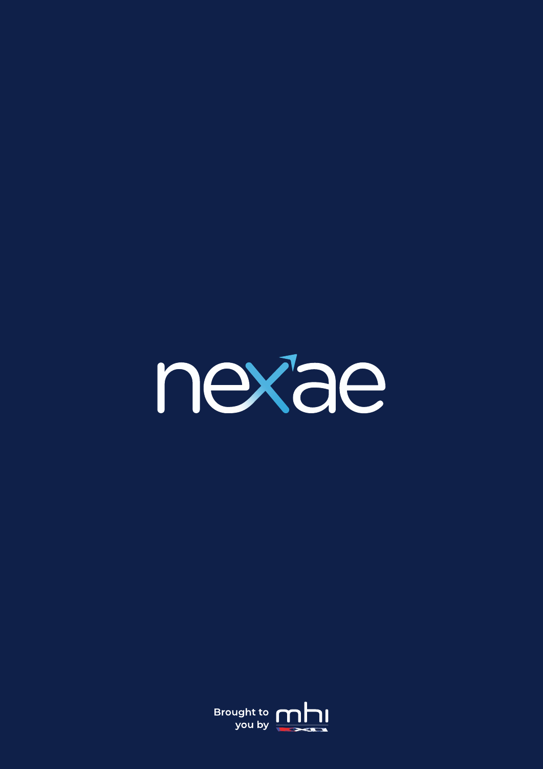nexae

Brought to you by mhi